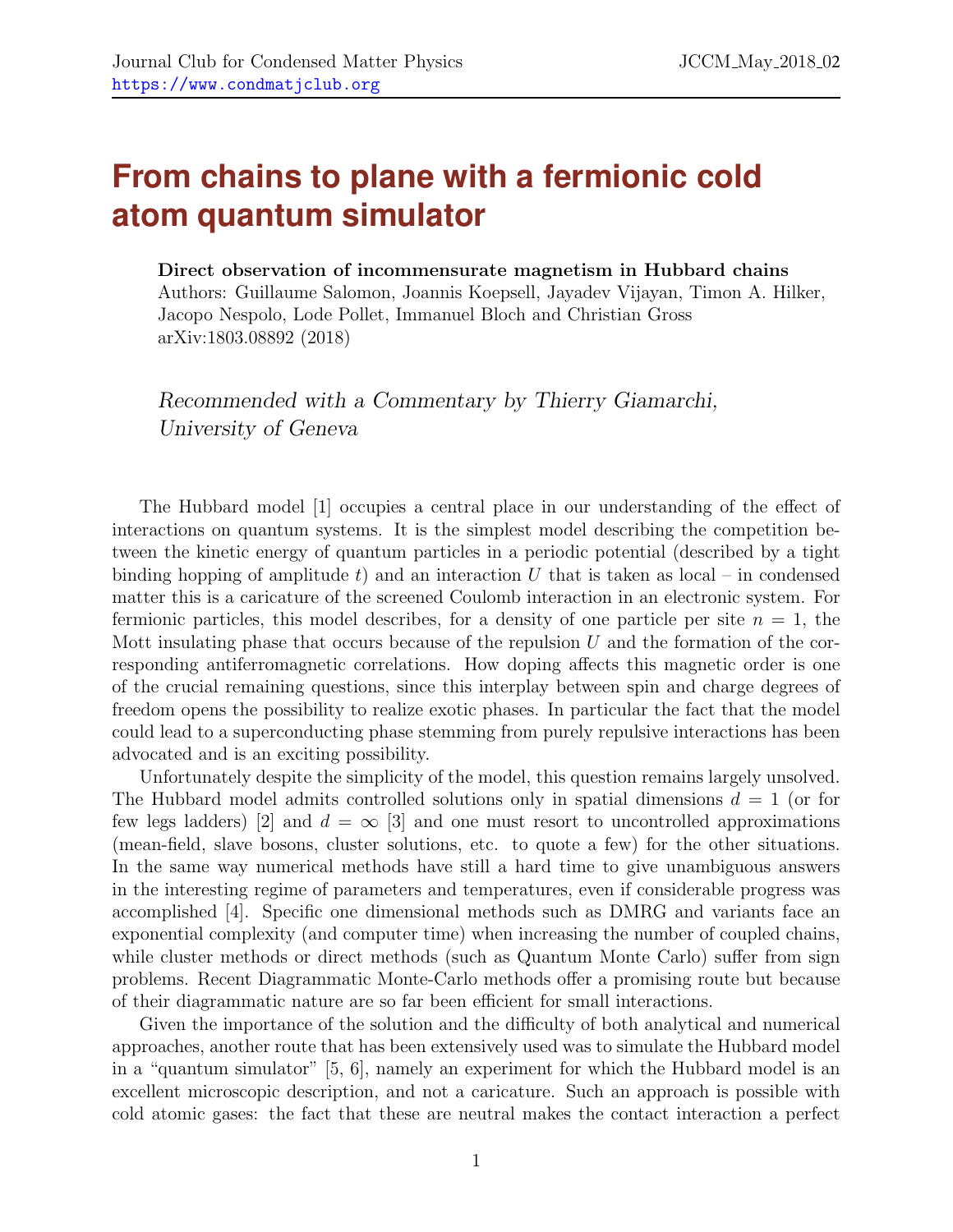# From chains to plane with a fermionic cold atom quantum simulator

**Direct observation of incommensurate magnetism in Hubbard chains**
Authors: Guillaume Salomon, Joannis Koepsell, Jayadev Vijayan, Timon A. Hilker, Jacopo Nespolo, Lode Pollet, Immanuel Bloch and Christian Gross
arXiv:1803.08892 (2018)

*Recommended with a Commentary by Thierry Giamarchi, University of Geneva*

The Hubbard model [1] occupies a central place in our understanding of the effect of interactions on quantum systems. It is the simplest model describing the competition between the kinetic energy of quantum particles in a periodic potential (described by a tight binding hopping of amplitude $t$) and an interaction $U$ that is taken as local – in condensed matter this is a caricature of the screened Coulomb interaction in an electronic system. For fermionic particles, this model describes, for a density of one particle per site $n = 1$, the Mott insulating phase that occurs because of the repulsion $U$ and the formation of the corresponding antiferromagnetic correlations. How doping affects this magnetic order is one of the crucial remaining questions, since this interplay between spin and charge degrees of freedom opens the possibility to realize exotic phases. In particular the fact that the model could lead to a superconducting phase stemming from purely repulsive interactions has been advocated and is an exciting possibility.

Unfortunately despite the simplicity of the model, this question remains largely unsolved. The Hubbard model admits controlled solutions only in spatial dimensions $d = 1$ (or for few legs ladders) [2] and $d = \infty$ [3] and one must resort to uncontrolled approximations (mean-field, slave bosons, cluster solutions, etc. to quote a few) for the other situations. In the same way numerical methods have still a hard time to give unambiguous answers in the interesting regime of parameters and temperatures, even if considerable progress was accomplished [4]. Specific one dimensional methods such as DMRG and variants face an exponential complexity (and computer time) when increasing the number of coupled chains, while cluster methods or direct methods (such as Quantum Monte Carlo) suffer from sign problems. Recent Diagrammatic Monte-Carlo methods offer a promising route but because of their diagrammatic nature are so far been efficient for small interactions.

Given the importance of the solution and the difficulty of both analytical and numerical approaches, another route that has been extensively used was to simulate the Hubbard model in a "quantum simulator" [5, 6], namely an experiment for which the Hubbard model is an excellent microscopic description, and not a caricature. Such an approach is possible with cold atomic gases: the fact that these are neutral makes the contact interaction a perfect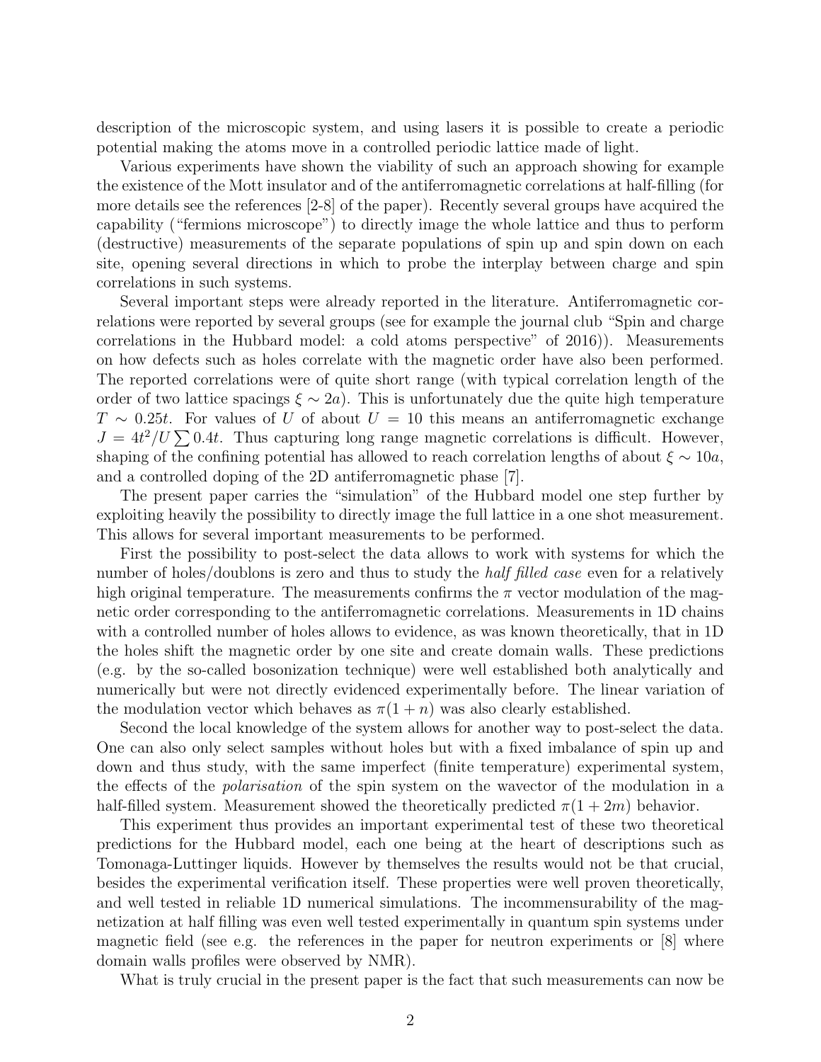description of the microscopic system, and using lasers it is possible to create a periodic potential making the atoms move in a controlled periodic lattice made of light.

Various experiments have shown the viability of such an approach showing for example the existence of the Mott insulator and of the antiferromagnetic correlations at half-filling (for more details see the references [2-8] of the paper). Recently several groups have acquired the capability ("fermions microscope") to directly image the whole lattice and thus to perform (destructive) measurements of the separate populations of spin up and spin down on each site, opening several directions in which to probe the interplay between charge and spin correlations in such systems.

Several important steps were already reported in the literature. Antiferromagnetic correlations were reported by several groups (see for example the journal club "Spin and charge correlations in the Hubbard model: a cold atoms perspective" of 2016)). Measurements on how defects such as holes correlate with the magnetic order have also been performed. The reported correlations were of quite short range (with typical correlation length of the order of two lattice spacings $\xi \sim 2a$). This is unfortunately due the quite high temperature $T \sim 0.25t$. For values of $U$ of about $U = 10$ this means an antiferromagnetic exchange $J = 4t^2/U \sum 0.4t$. Thus capturing long range magnetic correlations is difficult. However, shaping of the confining potential has allowed to reach correlation lengths of about $\xi \sim 10a$, and a controlled doping of the 2D antiferromagnetic phase [7].

The present paper carries the "simulation" of the Hubbard model one step further by exploiting heavily the possibility to directly image the full lattice in a one shot measurement. This allows for several important measurements to be performed.

First the possibility to post-select the data allows to work with systems for which the number of holes/doublons is zero and thus to study the *half filled case* even for a relatively high original temperature. The measurements confirms the $\pi$ vector modulation of the magnetic order corresponding to the antiferromagnetic correlations. Measurements in 1D chains with a controlled number of holes allows to evidence, as was known theoretically, that in 1D the holes shift the magnetic order by one site and create domain walls. These predictions (e.g. by the so-called bosonization technique) were well established both analytically and numerically but were not directly evidenced experimentally before. The linear variation of the modulation vector which behaves as $\pi(1 + n)$ was also clearly established.

Second the local knowledge of the system allows for another way to post-select the data. One can also only select samples without holes but with a fixed imbalance of spin up and down and thus study, with the same imperfect (finite temperature) experimental system, the effects of the *polarisation* of the spin system on the wavector of the modulation in a half-filled system. Measurement showed the theoretically predicted $\pi(1 + 2m)$ behavior.

This experiment thus provides an important experimental test of these two theoretical predictions for the Hubbard model, each one being at the heart of descriptions such as Tomonaga-Luttinger liquids. However by themselves the results would not be that crucial, besides the experimental verification itself. These properties were well proven theoretically, and well tested in reliable 1D numerical simulations. The incommensurability of the magnetization at half filling was even well tested experimentally in quantum spin systems under magnetic field (see e.g. the references in the paper for neutron experiments or [8] where domain walls profiles were observed by NMR).

What is truly crucial in the present paper is the fact that such measurements can now be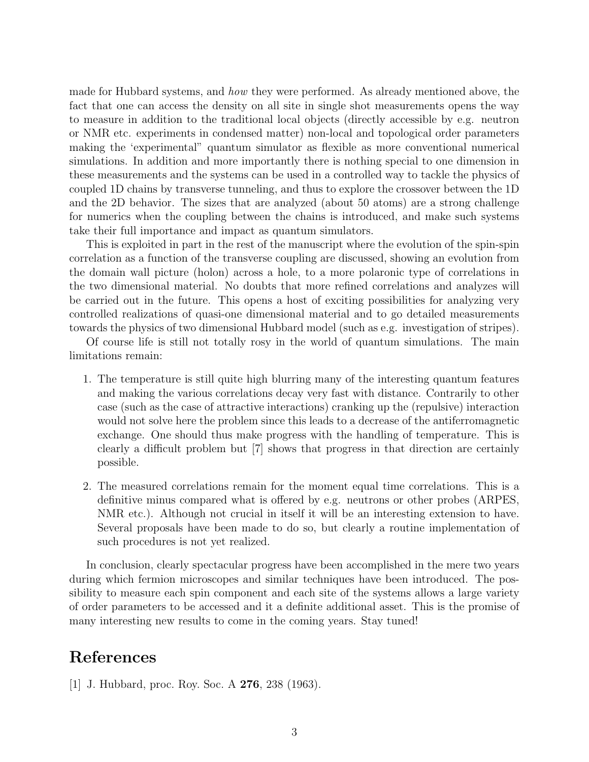made for Hubbard systems, and *how* they were performed. As already mentioned above, the fact that one can access the density on all site in single shot measurements opens the way to measure in addition to the traditional local objects (directly accessible by e.g. neutron or NMR etc. experiments in condensed matter) non-local and topological order parameters making the 'experimental" quantum simulator as flexible as more conventional numerical simulations. In addition and more importantly there is nothing special to one dimension in these measurements and the systems can be used in a controlled way to tackle the physics of coupled 1D chains by transverse tunneling, and thus to explore the crossover between the 1D and the 2D behavior. The sizes that are analyzed (about 50 atoms) are a strong challenge for numerics when the coupling between the chains is introduced, and make such systems take their full importance and impact as quantum simulators.

This is exploited in part in the rest of the manuscript where the evolution of the spin-spin correlation as a function of the transverse coupling are discussed, showing an evolution from the domain wall picture (holon) across a hole, to a more polaronic type of correlations in the two dimensional material. No doubts that more refined correlations and analyzes will be carried out in the future. This opens a host of exciting possibilities for analyzing very controlled realizations of quasi-one dimensional material and to go detailed measurements towards the physics of two dimensional Hubbard model (such as e.g. investigation of stripes).

Of course life is still not totally rosy in the world of quantum simulations. The main limitations remain:

1. The temperature is still quite high blurring many of the interesting quantum features and making the various correlations decay very fast with distance. Contrarily to other case (such as the case of attractive interactions) cranking up the (repulsive) interaction would not solve here the problem since this leads to a decrease of the antiferromagnetic exchange. One should thus make progress with the handling of temperature. This is clearly a difficult problem but [7] shows that progress in that direction are certainly possible.

2. The measured correlations remain for the moment equal time correlations. This is a definitive minus compared what is offered by e.g. neutrons or other probes (ARPES, NMR etc.). Although not crucial in itself it will be an interesting extension to have. Several proposals have been made to do so, but clearly a routine implementation of such procedures is not yet realized.

In conclusion, clearly spectacular progress have been accomplished in the mere two years during which fermion microscopes and similar techniques have been introduced. The possibility to measure each spin component and each site of the systems allows a large variety of order parameters to be accessed and it a definite additional asset. This is the promise of many interesting new results to come in the coming years. Stay tuned!

# References

[1] J. Hubbard, proc. Roy. Soc. A **276**, 238 (1963).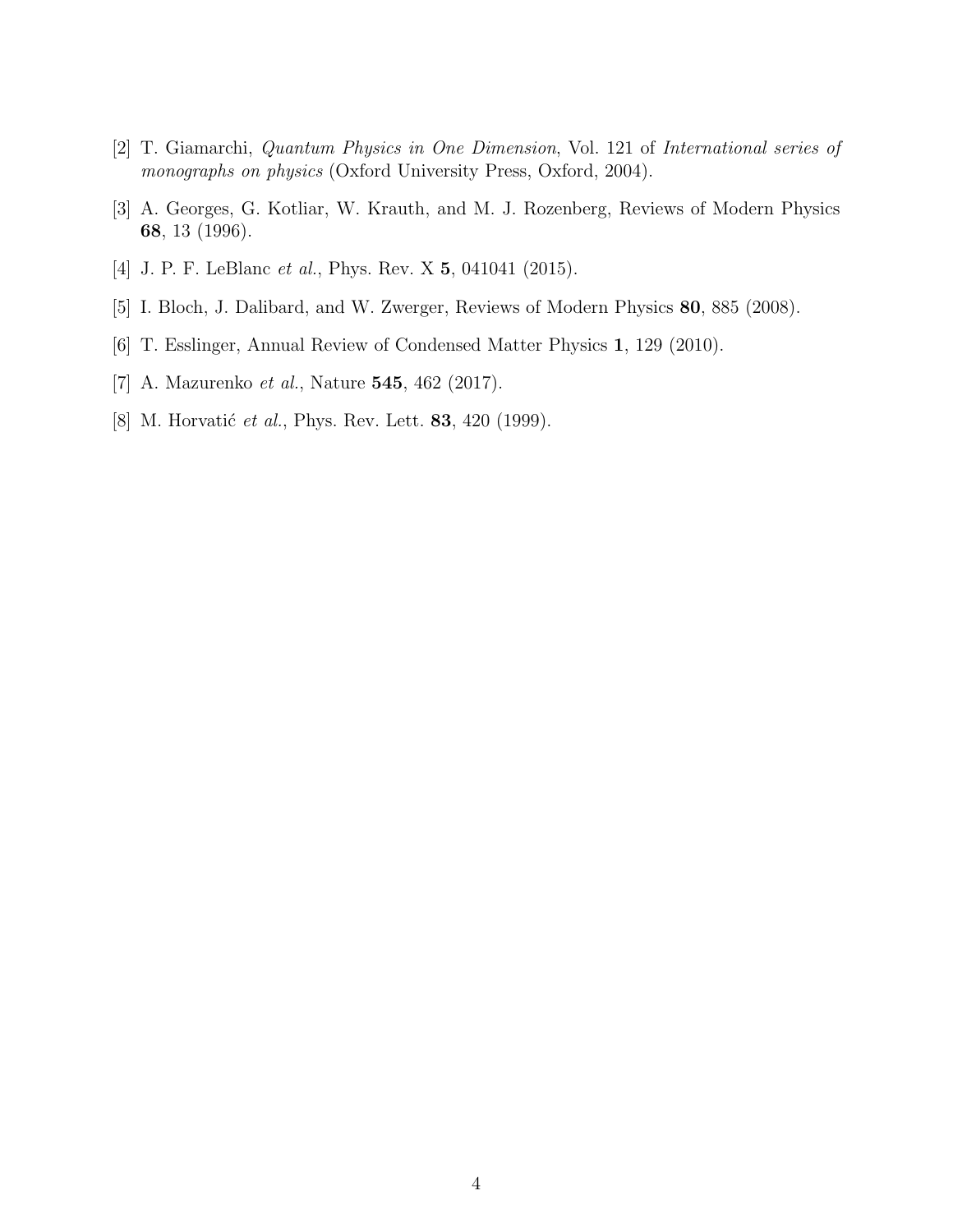[2] T. Giamarchi, *Quantum Physics in One Dimension*, Vol. 121 of *International series of monographs on physics* (Oxford University Press, Oxford, 2004).

[3] A. Georges, G. Kotliar, W. Krauth, and M. J. Rozenberg, Reviews of Modern Physics **68**, 13 (1996).

[4] J. P. F. LeBlanc *et al.*, Phys. Rev. X **5**, 041041 (2015).

[5] I. Bloch, J. Dalibard, and W. Zwerger, Reviews of Modern Physics **80**, 885 (2008).

[6] T. Esslinger, Annual Review of Condensed Matter Physics **1**, 129 (2010).

[7] A. Mazurenko *et al.*, Nature **545**, 462 (2017).

[8] M. Horvatić *et al.*, Phys. Rev. Lett. **83**, 420 (1999).